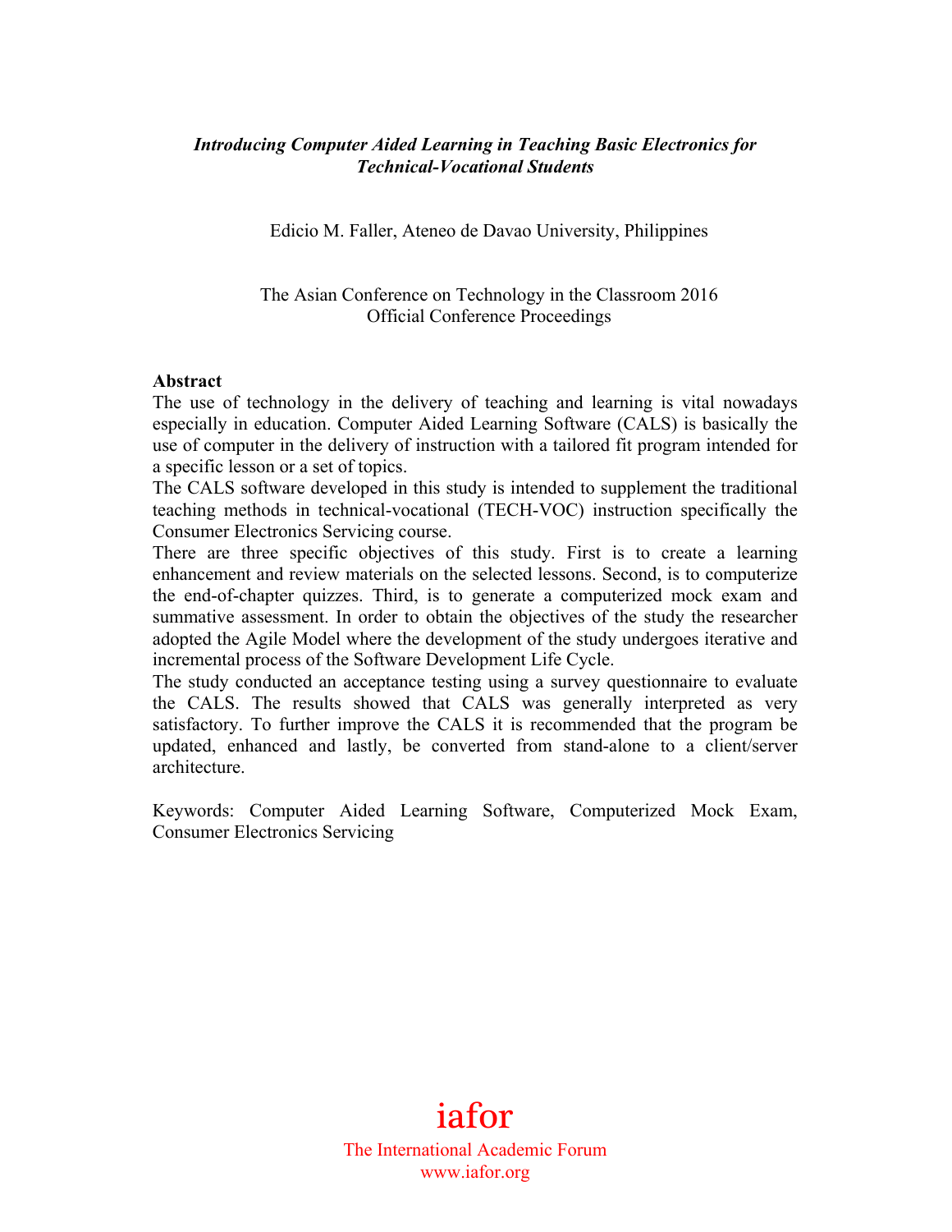# *Introducing Computer Aided Learning in Teaching Basic Electronics for Technical-Vocational Students*

Edicio M. Faller, Ateneo de Davao University, Philippines

The Asian Conference on Technology in the Classroom 2016
Official Conference Proceedings

**Abstract**

The use of technology in the delivery of teaching and learning is vital nowadays especially in education. Computer Aided Learning Software (CALS) is basically the use of computer in the delivery of instruction with a tailored fit program intended for a specific lesson or a set of topics.

The CALS software developed in this study is intended to supplement the traditional teaching methods in technical-vocational (TECH-VOC) instruction specifically the Consumer Electronics Servicing course.

There are three specific objectives of this study. First is to create a learning enhancement and review materials on the selected lessons. Second, is to computerize the end-of-chapter quizzes. Third, is to generate a computerized mock exam and summative assessment. In order to obtain the objectives of the study the researcher adopted the Agile Model where the development of the study undergoes iterative and incremental process of the Software Development Life Cycle.

The study conducted an acceptance testing using a survey questionnaire to evaluate the CALS. The results showed that CALS was generally interpreted as very satisfactory. To further improve the CALS it is recommended that the program be updated, enhanced and lastly, be converted from stand-alone to a client/server architecture.

Keywords: Computer Aided Learning Software, Computerized Mock Exam, Consumer Electronics Servicing

iafor

The International Academic Forum
www.iafor.org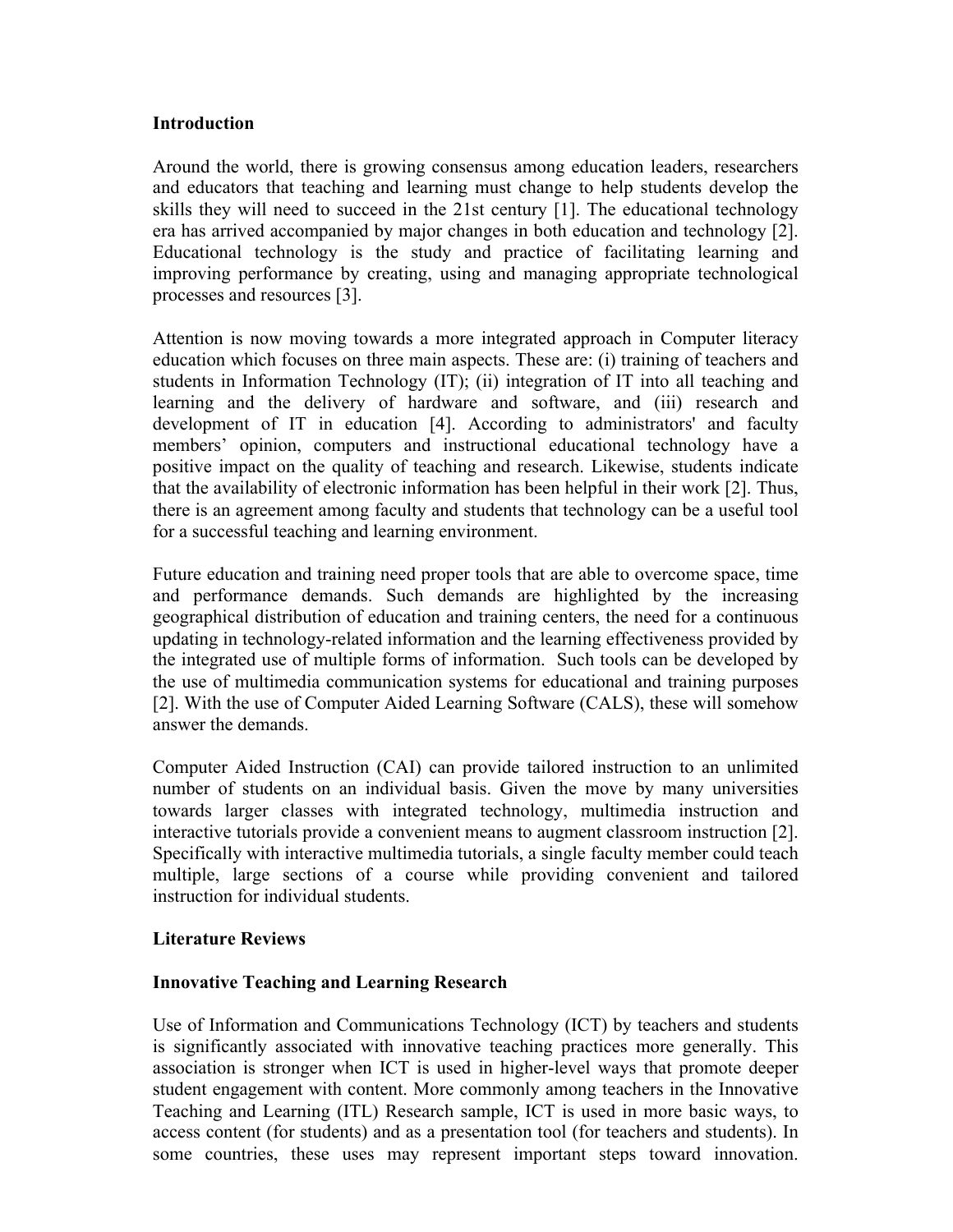## Introduction

Around the world, there is growing consensus among education leaders, researchers and educators that teaching and learning must change to help students develop the skills they will need to succeed in the 21st century [1]. The educational technology era has arrived accompanied by major changes in both education and technology [2]. Educational technology is the study and practice of facilitating learning and improving performance by creating, using and managing appropriate technological processes and resources [3].

Attention is now moving towards a more integrated approach in Computer literacy education which focuses on three main aspects. These are: (i) training of teachers and students in Information Technology (IT); (ii) integration of IT into all teaching and learning and the delivery of hardware and software, and (iii) research and development of IT in education [4]. According to administrators' and faculty members' opinion, computers and instructional educational technology have a positive impact on the quality of teaching and research. Likewise, students indicate that the availability of electronic information has been helpful in their work [2]. Thus, there is an agreement among faculty and students that technology can be a useful tool for a successful teaching and learning environment.

Future education and training need proper tools that are able to overcome space, time and performance demands. Such demands are highlighted by the increasing geographical distribution of education and training centers, the need for a continuous updating in technology-related information and the learning effectiveness provided by the integrated use of multiple forms of information. Such tools can be developed by the use of multimedia communication systems for educational and training purposes [2]. With the use of Computer Aided Learning Software (CALS), these will somehow answer the demands.

Computer Aided Instruction (CAI) can provide tailored instruction to an unlimited number of students on an individual basis. Given the move by many universities towards larger classes with integrated technology, multimedia instruction and interactive tutorials provide a convenient means to augment classroom instruction [2]. Specifically with interactive multimedia tutorials, a single faculty member could teach multiple, large sections of a course while providing convenient and tailored instruction for individual students.

## Literature Reviews

### Innovative Teaching and Learning Research

Use of Information and Communications Technology (ICT) by teachers and students is significantly associated with innovative teaching practices more generally. This association is stronger when ICT is used in higher-level ways that promote deeper student engagement with content. More commonly among teachers in the Innovative Teaching and Learning (ITL) Research sample, ICT is used in more basic ways, to access content (for students) and as a presentation tool (for teachers and students). In some countries, these uses may represent important steps toward innovation.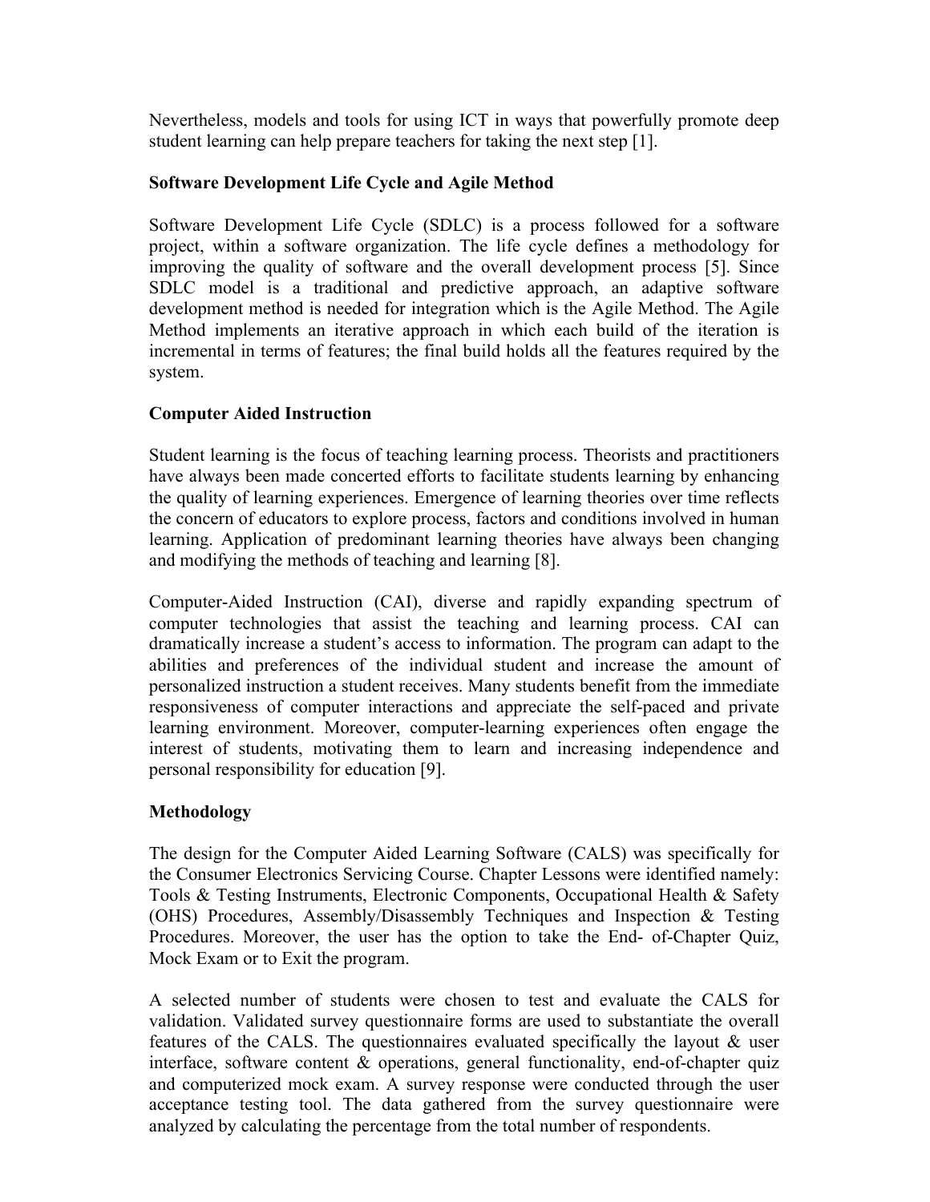Nevertheless, models and tools for using ICT in ways that powerfully promote deep student learning can help prepare teachers for taking the next step [1].

## Software Development Life Cycle and Agile Method

Software Development Life Cycle (SDLC) is a process followed for a software project, within a software organization. The life cycle defines a methodology for improving the quality of software and the overall development process [5]. Since SDLC model is a traditional and predictive approach, an adaptive software development method is needed for integration which is the Agile Method. The Agile Method implements an iterative approach in which each build of the iteration is incremental in terms of features; the final build holds all the features required by the system.

## Computer Aided Instruction

Student learning is the focus of teaching learning process. Theorists and practitioners have always been made concerted efforts to facilitate students learning by enhancing the quality of learning experiences. Emergence of learning theories over time reflects the concern of educators to explore process, factors and conditions involved in human learning. Application of predominant learning theories have always been changing and modifying the methods of teaching and learning [8].

Computer-Aided Instruction (CAI), diverse and rapidly expanding spectrum of computer technologies that assist the teaching and learning process. CAI can dramatically increase a student's access to information. The program can adapt to the abilities and preferences of the individual student and increase the amount of personalized instruction a student receives. Many students benefit from the immediate responsiveness of computer interactions and appreciate the self-paced and private learning environment. Moreover, computer-learning experiences often engage the interest of students, motivating them to learn and increasing independence and personal responsibility for education [9].

## Methodology

The design for the Computer Aided Learning Software (CALS) was specifically for the Consumer Electronics Servicing Course. Chapter Lessons were identified namely: Tools & Testing Instruments, Electronic Components, Occupational Health & Safety (OHS) Procedures, Assembly/Disassembly Techniques and Inspection & Testing Procedures. Moreover, the user has the option to take the End- of-Chapter Quiz, Mock Exam or to Exit the program.

A selected number of students were chosen to test and evaluate the CALS for validation. Validated survey questionnaire forms are used to substantiate the overall features of the CALS. The questionnaires evaluated specifically the layout & user interface, software content & operations, general functionality, end-of-chapter quiz and computerized mock exam. A survey response were conducted through the user acceptance testing tool. The data gathered from the survey questionnaire were analyzed by calculating the percentage from the total number of respondents.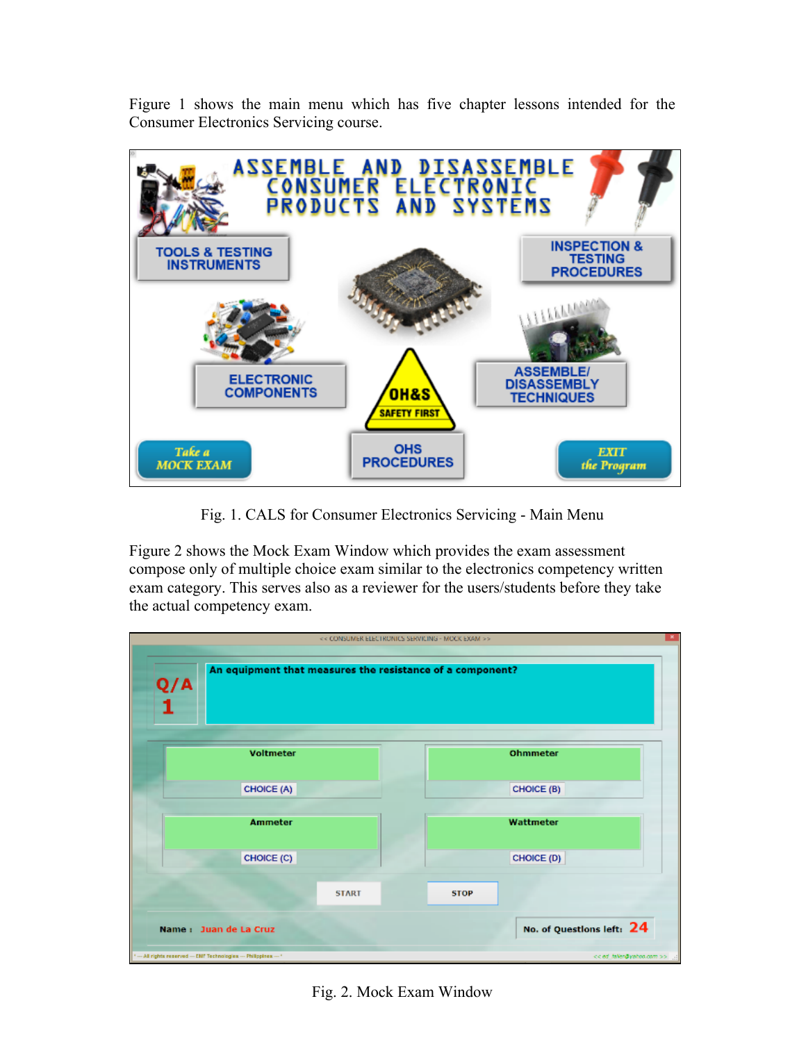Figure 1 shows the main menu which has five chapter lessons intended for the Consumer Electronics Servicing course.

Fig. 1. CALS for Consumer Electronics Servicing - Main Menu

Figure 2 shows the Mock Exam Window which provides the exam assessment compose only of multiple choice exam similar to the electronics competency written exam category. This serves also as a reviewer for the users/students before they take the actual competency exam.

Fig. 2. Mock Exam Window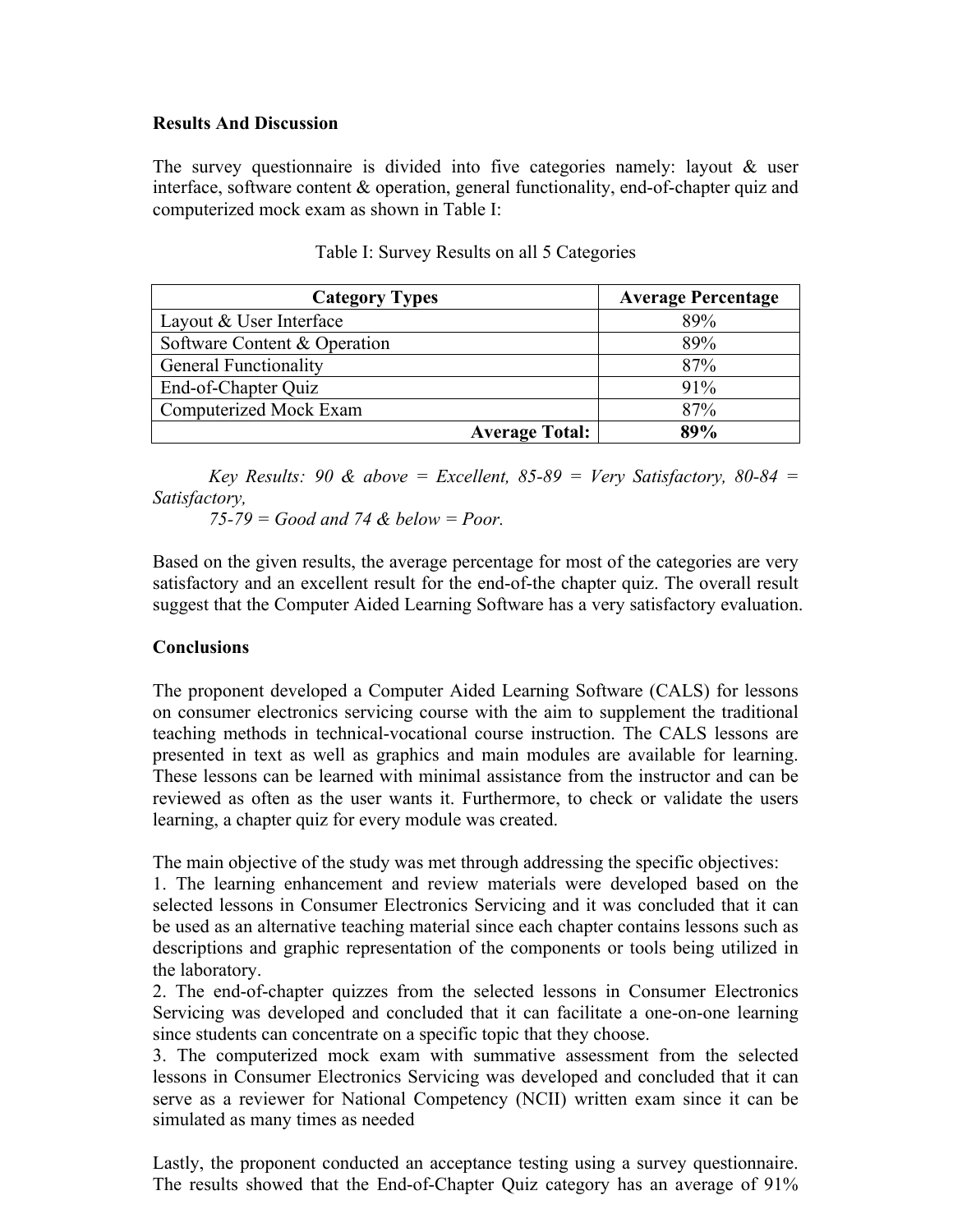**Results And Discussion**

The survey questionnaire is divided into five categories namely: layout & user interface, software content & operation, general functionality, end-of-chapter quiz and computerized mock exam as shown in Table I:

Table I: Survey Results on all 5 Categories

| Category Types | Average Percentage |
|---|---|
| Layout & User Interface | 89% |
| Software Content & Operation | 89% |
| General Functionality | 87% |
| End-of-Chapter Quiz | 91% |
| Computerized Mock Exam | 87% |
| **Average Total:** | **89%** |

*Key Results: 90 & above = Excellent, 85-89 = Very Satisfactory, 80-84 = Satisfactory,*
*75-79 = Good and 74 & below = Poor.*

Based on the given results, the average percentage for most of the categories are very satisfactory and an excellent result for the end-of-the chapter quiz. The overall result suggest that the Computer Aided Learning Software has a very satisfactory evaluation.

**Conclusions**

The proponent developed a Computer Aided Learning Software (CALS) for lessons on consumer electronics servicing course with the aim to supplement the traditional teaching methods in technical-vocational course instruction. The CALS lessons are presented in text as well as graphics and main modules are available for learning. These lessons can be learned with minimal assistance from the instructor and can be reviewed as often as the user wants it. Furthermore, to check or validate the users learning, a chapter quiz for every module was created.

The main objective of the study was met through addressing the specific objectives:
1. The learning enhancement and review materials were developed based on the selected lessons in Consumer Electronics Servicing and it was concluded that it can be used as an alternative teaching material since each chapter contains lessons such as descriptions and graphic representation of the components or tools being utilized in the laboratory.
2. The end-of-chapter quizzes from the selected lessons in Consumer Electronics Servicing was developed and concluded that it can facilitate a one-on-one learning since students can concentrate on a specific topic that they choose.
3. The computerized mock exam with summative assessment from the selected lessons in Consumer Electronics Servicing was developed and concluded that it can serve as a reviewer for National Competency (NCII) written exam since it can be simulated as many times as needed

Lastly, the proponent conducted an acceptance testing using a survey questionnaire. The results showed that the End-of-Chapter Quiz category has an average of 91%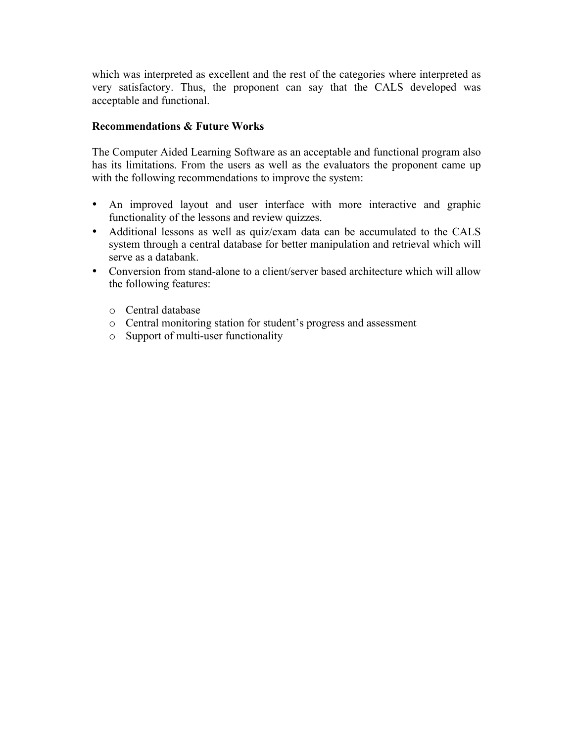which was interpreted as excellent and the rest of the categories where interpreted as very satisfactory. Thus, the proponent can say that the CALS developed was acceptable and functional.

**Recommendations & Future Works**

The Computer Aided Learning Software as an acceptable and functional program also has its limitations. From the users as well as the evaluators the proponent came up with the following recommendations to improve the system:

- An improved layout and user interface with more interactive and graphic functionality of the lessons and review quizzes.
- Additional lessons as well as quiz/exam data can be accumulated to the CALS system through a central database for better manipulation and retrieval which will serve as a databank.
- Conversion from stand-alone to a client/server based architecture which will allow the following features:
    - Central database
    - Central monitoring station for student's progress and assessment
    - Support of multi-user functionality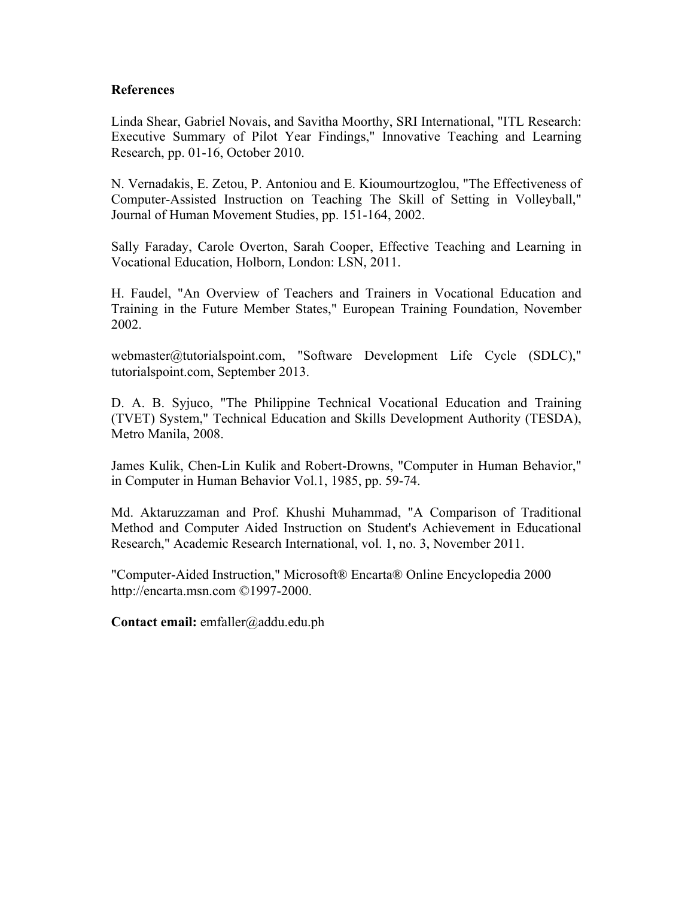**References**

Linda Shear, Gabriel Novais, and Savitha Moorthy, SRI International, "ITL Research: Executive Summary of Pilot Year Findings," Innovative Teaching and Learning Research, pp. 01-16, October 2010.

N. Vernadakis, E. Zetou, P. Antoniou and E. Kioumourtzoglou, "The Effectiveness of Computer-Assisted Instruction on Teaching The Skill of Setting in Volleyball," Journal of Human Movement Studies, pp. 151-164, 2002.

Sally Faraday, Carole Overton, Sarah Cooper, Effective Teaching and Learning in Vocational Education, Holborn, London: LSN, 2011.

H. Faudel, "An Overview of Teachers and Trainers in Vocational Education and Training in the Future Member States," European Training Foundation, November 2002.

webmaster@tutorialspoint.com, "Software Development Life Cycle (SDLC)," tutorialspoint.com, September 2013.

D. A. B. Syjuco, "The Philippine Technical Vocational Education and Training (TVET) System," Technical Education and Skills Development Authority (TESDA), Metro Manila, 2008.

James Kulik, Chen-Lin Kulik and Robert-Drowns, "Computer in Human Behavior," in Computer in Human Behavior Vol.1, 1985, pp. 59-74.

Md. Aktaruzzaman and Prof. Khushi Muhammad, "A Comparison of Traditional Method and Computer Aided Instruction on Student's Achievement in Educational Research," Academic Research International, vol. 1, no. 3, November 2011.

"Computer-Aided Instruction," Microsoft® Encarta® Online Encyclopedia 2000 http://encarta.msn.com ©1997-2000.

**Contact email:** emfaller@addu.edu.ph